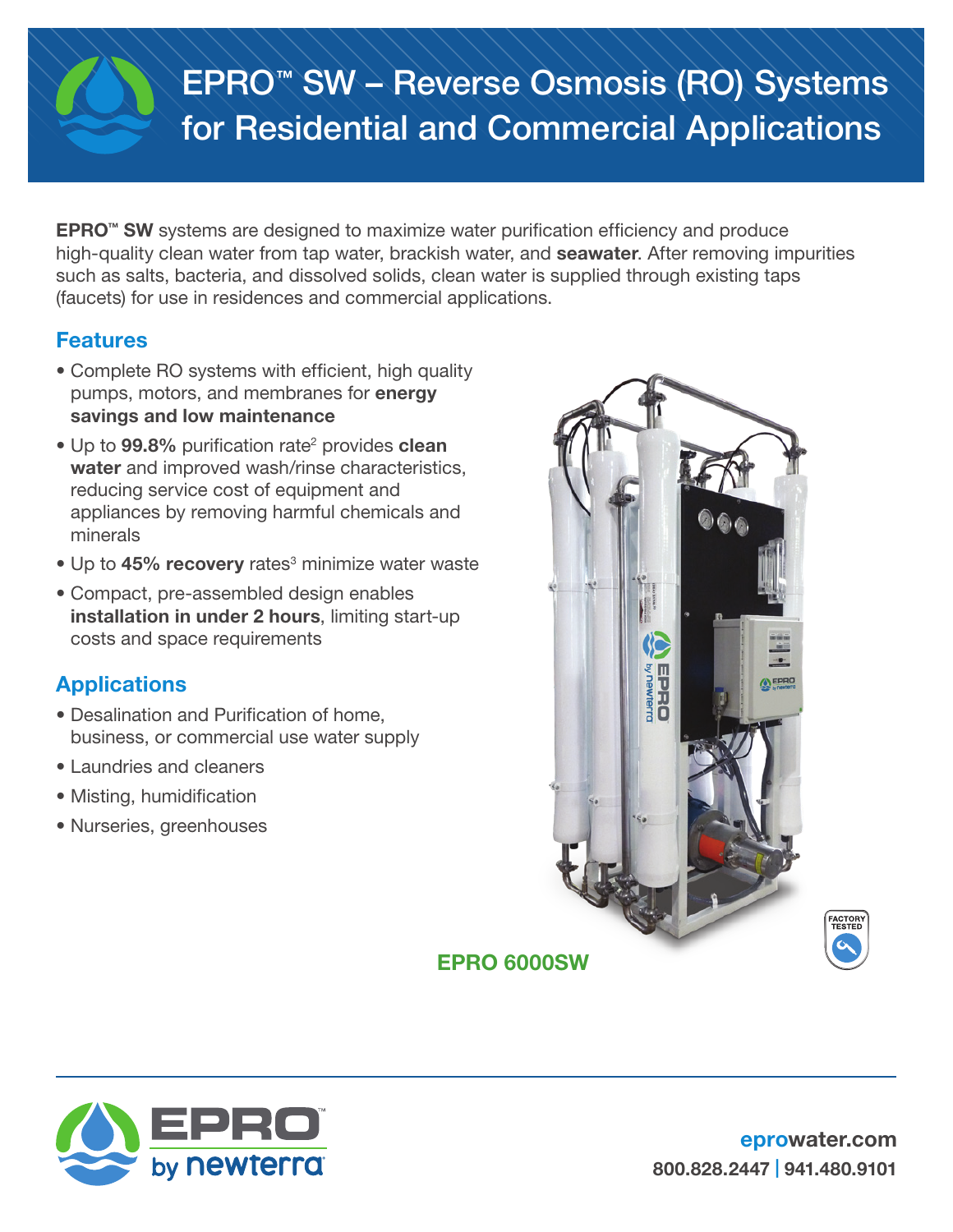# EPRO™ SW – Reverse Osmosis (RO) Systems for Residential and Commercial Applications

**EPRO™ SW** systems are designed to maximize water purification efficiency and produce high-quality clean water from tap water, brackish water, and **seawater**. After removing impurities such as salts, bacteria, and dissolved solids, clean water is supplied through existing taps (faucets) for use in residences and commercial applications.

## Features

- Complete RO systems with efficient, high quality pumps, motors, and membranes for **energy savings and low maintenance**
- Up to **99.8%** purification rate[2] provides **clean water** and improved wash/rinse characteristics, reducing service cost of equipment and appliances by removing harmful chemicals and minerals
- Up to **45% recovery** rates[3] minimize water waste
- Compact, pre-assembled design enables **installation in under 2 hours**, limiting start-up costs and space requirements

## Applications

- Desalination and Purification of home, business, or commercial use water supply
- Laundries and cleaners
- Misting, humidification
- Nurseries, greenhouses

**EPRO 6000SW**

FACTORY TESTED

EPRO by newterra

**eprowater.com**
**800.828.2447 | 941.480.9101**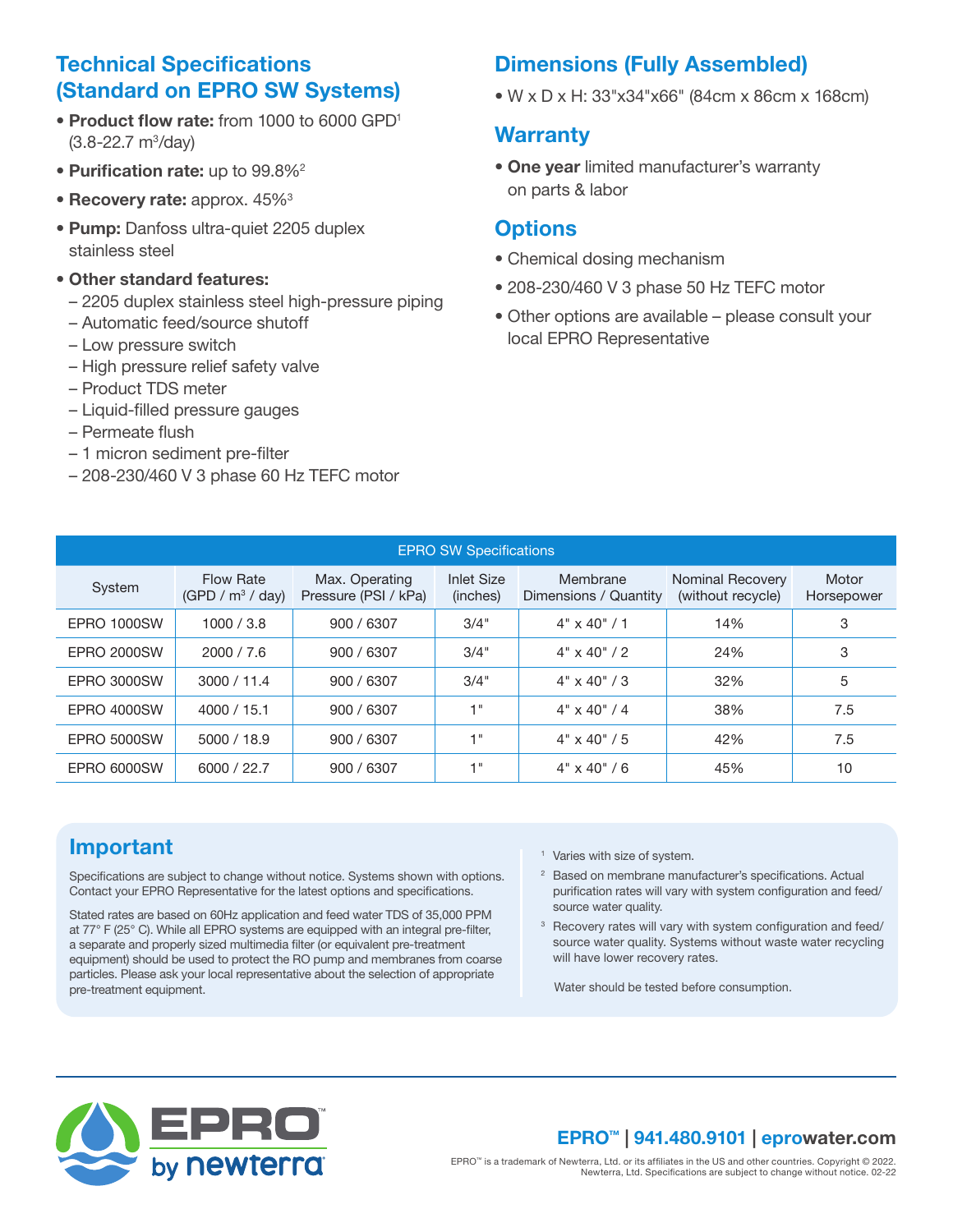## Technical Specifications (Standard on EPRO SW Systems)

- **Product flow rate:** from 1000 to 6000 GPD[1] (3.8-22.7 $m^3$/day)
- **Purification rate:** up to 99.8%[2]
- **Recovery rate:** approx. 45%[3]
- **Pump:** Danfoss ultra-quiet 2205 duplex stainless steel
- **Other standard features:**
  - 2205 duplex stainless steel high-pressure piping
  - Automatic feed/source shutoff
  - Low pressure switch
  - High pressure relief safety valve
  - Product TDS meter
  - Liquid-filled pressure gauges
  - Permeate flush
  - 1 micron sediment pre-filter
  - 208-230/460 V 3 phase 60 Hz TEFC motor

## Dimensions (Fully Assembled)

- W x D x H: 33"x34"x66" (84cm x 86cm x 168cm)

## Warranty

- **One year** limited manufacturer's warranty on parts & labor

## Options

- Chemical dosing mechanism
- 208-230/460 V 3 phase 50 Hz TEFC motor
- Other options are available – please consult your local EPRO Representative

**EPRO SW Specifications**

| System | Flow Rate (GPD / $m^3$ / day) | Max. Operating Pressure (PSI / kPa) | Inlet Size (inches) | Membrane Dimensions / Quantity | Nominal Recovery (without recycle) | Motor Horsepower |
|---|---|---|---|---|---|---|
| EPRO 1000SW | 1000 / 3.8 | 900 / 6307 | 3/4" | 4" x 40" / 1 | 14% | 3 |
| EPRO 2000SW | 2000 / 7.6 | 900 / 6307 | 3/4" | 4" x 40" / 2 | 24% | 3 |
| EPRO 3000SW | 3000 / 11.4 | 900 / 6307 | 3/4" | 4" x 40" / 3 | 32% | 5 |
| EPRO 4000SW | 4000 / 15.1 | 900 / 6307 | 1" | 4" x 40" / 4 | 38% | 7.5 |
| EPRO 5000SW | 5000 / 18.9 | 900 / 6307 | 1" | 4" x 40" / 5 | 42% | 7.5 |
| EPRO 6000SW | 6000 / 22.7 | 900 / 6307 | 1" | 4" x 40" / 6 | 45% | 10 |

## Important

Specifications are subject to change without notice. Systems shown with options. Contact your EPRO Representative for the latest options and specifications.

Stated rates are based on 60Hz application and feed water TDS of 35,000 PPM at 77° F (25° C). While all EPRO systems are equipped with an integral pre-filter, a separate and properly sized multimedia filter (or equivalent pre-treatment equipment) should be used to protect the RO pump and membranes from coarse particles. Please ask your local representative about the selection of appropriate pre-treatment equipment.

[1] Varies with size of system.

[2] Based on membrane manufacturer's specifications. Actual purification rates will vary with system configuration and feed/source water quality.

[3] Recovery rates will vary with system configuration and feed/source water quality. Systems without waste water recycling will have lower recovery rates.

Water should be tested before consumption.

EPRO by newterra

**EPRO™ | 941.480.9101 | eprowater.com**

EPRO™ is a trademark of Newterra, Ltd. or its affiliates in the US and other countries. Copyright © 2022. Newterra, Ltd. Specifications are subject to change without notice. 02-22